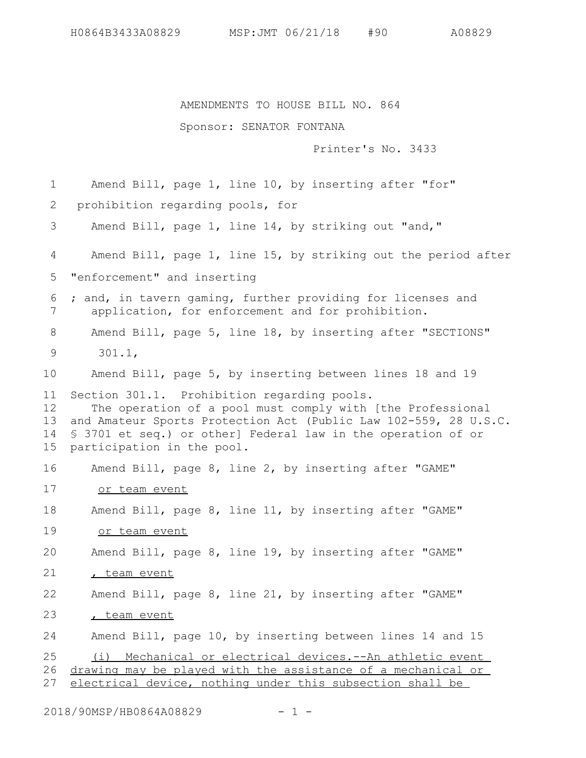AMENDMENTS TO HOUSE BILL NO. 864

Sponsor: SENATOR FONTANA

Printer's No. 3433

Amend Bill, page 1, line 10, by inserting after "for"

prohibition regarding pools, for

Amend Bill, page 1, line 14, by striking out "and,"

Amend Bill, page 1, line 15, by striking out the period after "enforcement" and inserting

; and, in tavern gaming, further providing for licenses and application, for enforcement and for prohibition.

Amend Bill, page 5, line 18, by inserting after "SECTIONS"

301.1,

Amend Bill, page 5, by inserting between lines 18 and 19

Section 301.1. Prohibition regarding pools.

The operation of a pool must comply with [the Professional and Amateur Sports Protection Act (Public Law 102-559, 28 U.S.C. § 3701 et seq.) or other] Federal law in the operation of or participation in the pool.

Amend Bill, page 8, line 2, by inserting after "GAME"

<u>or team event</u>

Amend Bill, page 8, line 11, by inserting after "GAME"

<u>or team event</u>

Amend Bill, page 8, line 19, by inserting after "GAME"

<u>, team event</u>

Amend Bill, page 8, line 21, by inserting after "GAME"

<u>, team event</u>

Amend Bill, page 10, by inserting between lines 14 and 15

<u>(i) Mechanical or electrical devices.--An athletic event drawing may be played with the assistance of a mechanical or electrical device, nothing under this subsection shall be</u>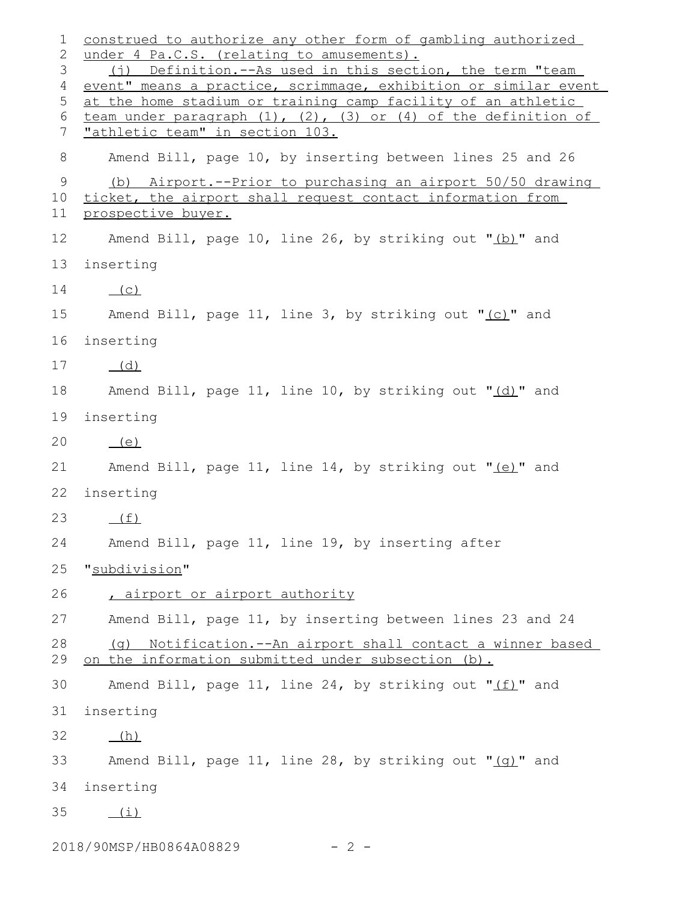construed to authorize any other form of gambling authorized under 4 Pa.C.S. (relating to amusements).

(j) Definition.--As used in this section, the term "team event" means a practice, scrimmage, exhibition or similar event at the home stadium or training camp facility of an athletic team under paragraph (1), (2), (3) or (4) of the definition of "athletic team" in section 103.

Amend Bill, page 10, by inserting between lines 25 and 26

(b) Airport.--Prior to purchasing an airport 50/50 drawing ticket, the airport shall request contact information from prospective buyer.

Amend Bill, page 10, line 26, by striking out "(b)" and inserting

(c)

Amend Bill, page 11, line 3, by striking out "(c)" and inserting

(d)

Amend Bill, page 11, line 10, by striking out "(d)" and inserting

(e)

Amend Bill, page 11, line 14, by striking out "(e)" and inserting

(f)

Amend Bill, page 11, line 19, by inserting after "subdivision"

, airport or airport authority

Amend Bill, page 11, by inserting between lines 23 and 24

(g) Notification.--An airport shall contact a winner based on the information submitted under subsection (b).

Amend Bill, page 11, line 24, by striking out "(f)" and inserting

(h)

Amend Bill, page 11, line 28, by striking out "(g)" and inserting

(i)

2018/90MSP/HB0864A08829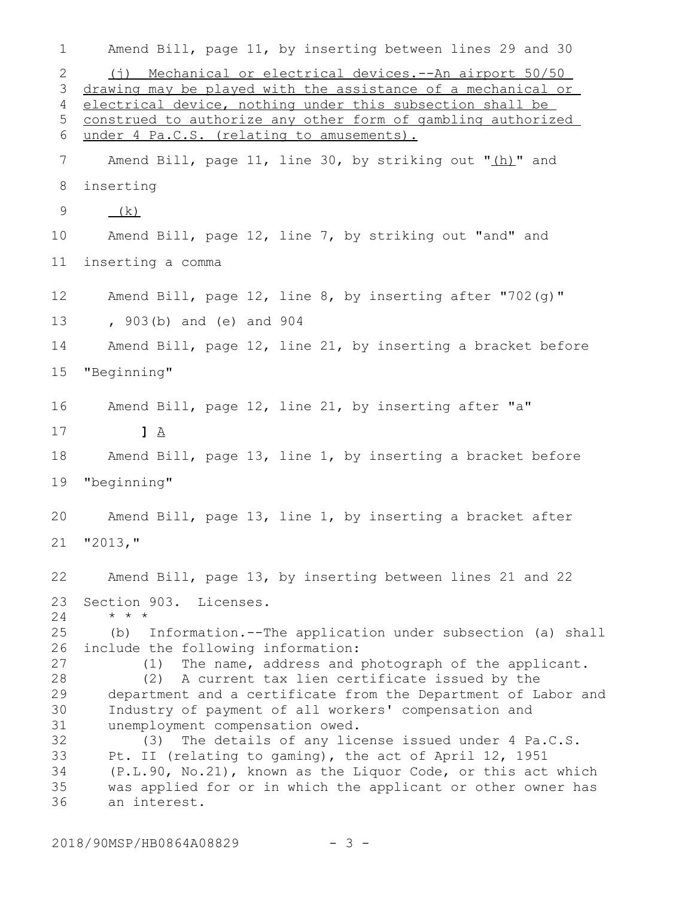Amend Bill, page 11, by inserting between lines 29 and 30

<u>(j) Mechanical or electrical devices.--An airport 50/50 drawing may be played with the assistance of a mechanical or electrical device, nothing under this subsection shall be construed to authorize any other form of gambling authorized under 4 Pa.C.S. (relating to amusements).</u>

Amend Bill, page 11, line 30, by striking out "<u>(h)</u>" and inserting

<u>(k)</u>

Amend Bill, page 12, line 7, by striking out "and" and inserting a comma

Amend Bill, page 12, line 8, by inserting after "702(g)"

, 903(b) and (e) and 904

Amend Bill, page 12, line 21, by inserting a bracket before "Beginning"

Amend Bill, page 12, line 21, by inserting after "a"

**]** <u>A</u>

Amend Bill, page 13, line 1, by inserting a bracket before "beginning"

Amend Bill, page 13, line 1, by inserting a bracket after "2013,"

Amend Bill, page 13, by inserting between lines 21 and 22

Section 903. Licenses.

\* \* \*

(b) Information.--The application under subsection (a) shall include the following information:

(1) The name, address and photograph of the applicant.

(2) A current tax lien certificate issued by the department and a certificate from the Department of Labor and Industry of payment of all workers' compensation and unemployment compensation owed.

(3) The details of any license issued under 4 Pa.C.S. Pt. II (relating to gaming), the act of April 12, 1951 (P.L.90, No.21), known as the Liquor Code, or this act which was applied for or in which the applicant or other owner has an interest.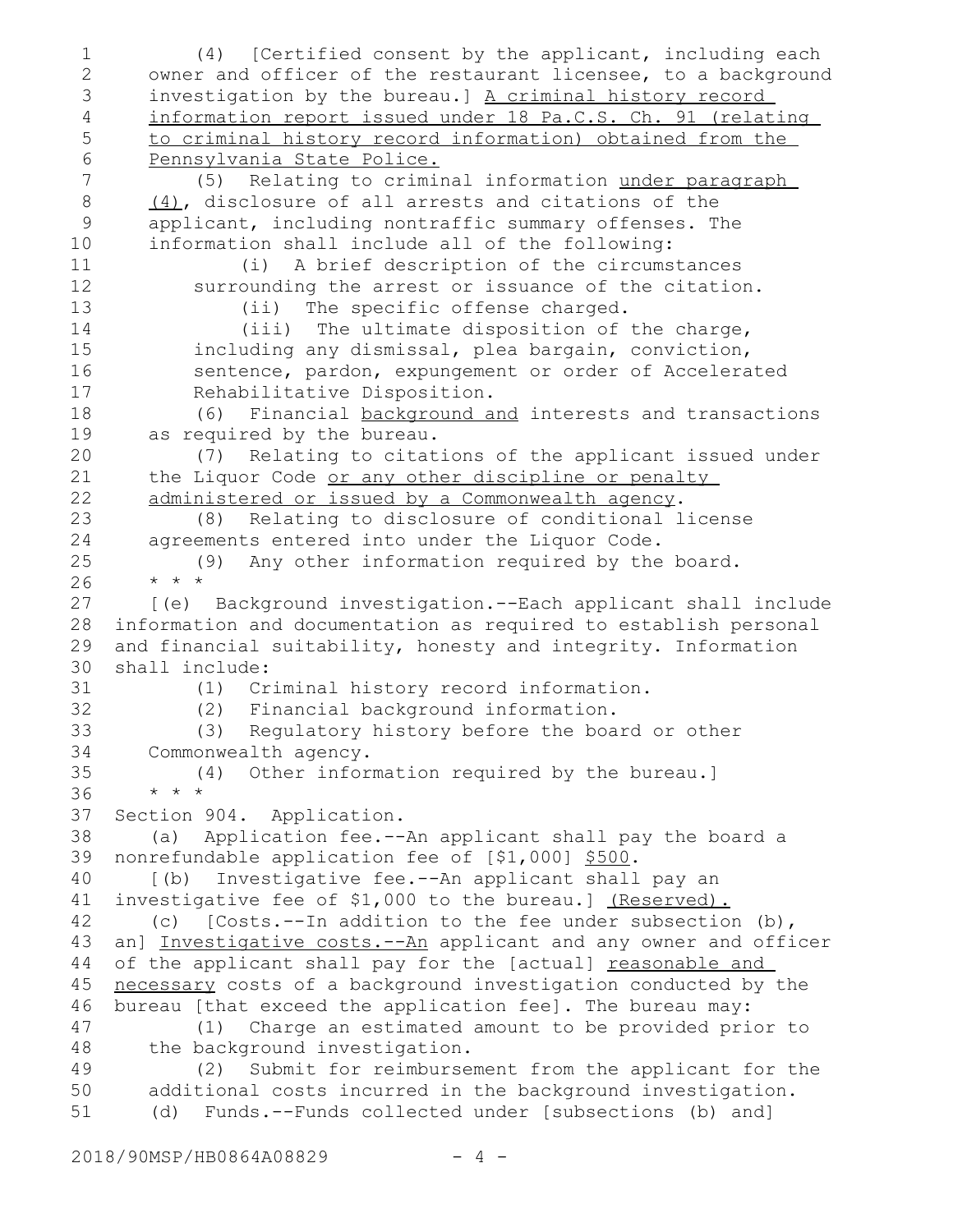(4) [Certified consent by the applicant, including each owner and officer of the restaurant licensee, to a background investigation by the bureau.] <u>A criminal history record information report issued under 18 Pa.C.S. Ch. 91 (relating to criminal history record information) obtained from the Pennsylvania State Police.</u>

(5) Relating to criminal information <u>under paragraph (4)</u>, disclosure of all arrests and citations of the applicant, including nontraffic summary offenses. The information shall include all of the following:

(i) A brief description of the circumstances surrounding the arrest or issuance of the citation.

(ii) The specific offense charged.

(iii) The ultimate disposition of the charge, including any dismissal, plea bargain, conviction, sentence, pardon, expungement or order of Accelerated Rehabilitative Disposition.

(6) Financial <u>background and</u> interests and transactions as required by the bureau.

(7) Relating to citations of the applicant issued under the Liquor Code <u>or any other discipline or penalty administered or issued by a Commonwealth agency</u>.

(8) Relating to disclosure of conditional license agreements entered into under the Liquor Code.

(9) Any other information required by the board.

* * *

[(e) Background investigation.--Each applicant shall include information and documentation as required to establish personal and financial suitability, honesty and integrity. Information shall include:

(1) Criminal history record information.

(2) Financial background information.

(3) Regulatory history before the board or other Commonwealth agency.

(4) Other information required by the bureau.]

* * *

Section 904. Application.

(a) Application fee.--An applicant shall pay the board a nonrefundable application fee of [$1,000] <u>$500</u>.

[(b) Investigative fee.--An applicant shall pay an investigative fee of $1,000 to the bureau.] <u>(Reserved).</u>

(c) [Costs.--In addition to the fee under subsection (b), an] <u>Investigative costs.--An</u> applicant and any owner and officer of the applicant shall pay for the [actual] <u>reasonable and necessary</u> costs of a background investigation conducted by the bureau [that exceed the application fee]. The bureau may:

(1) Charge an estimated amount to be provided prior to the background investigation.

(2) Submit for reimbursement from the applicant for the additional costs incurred in the background investigation.

(d) Funds.--Funds collected under [subsections (b) and]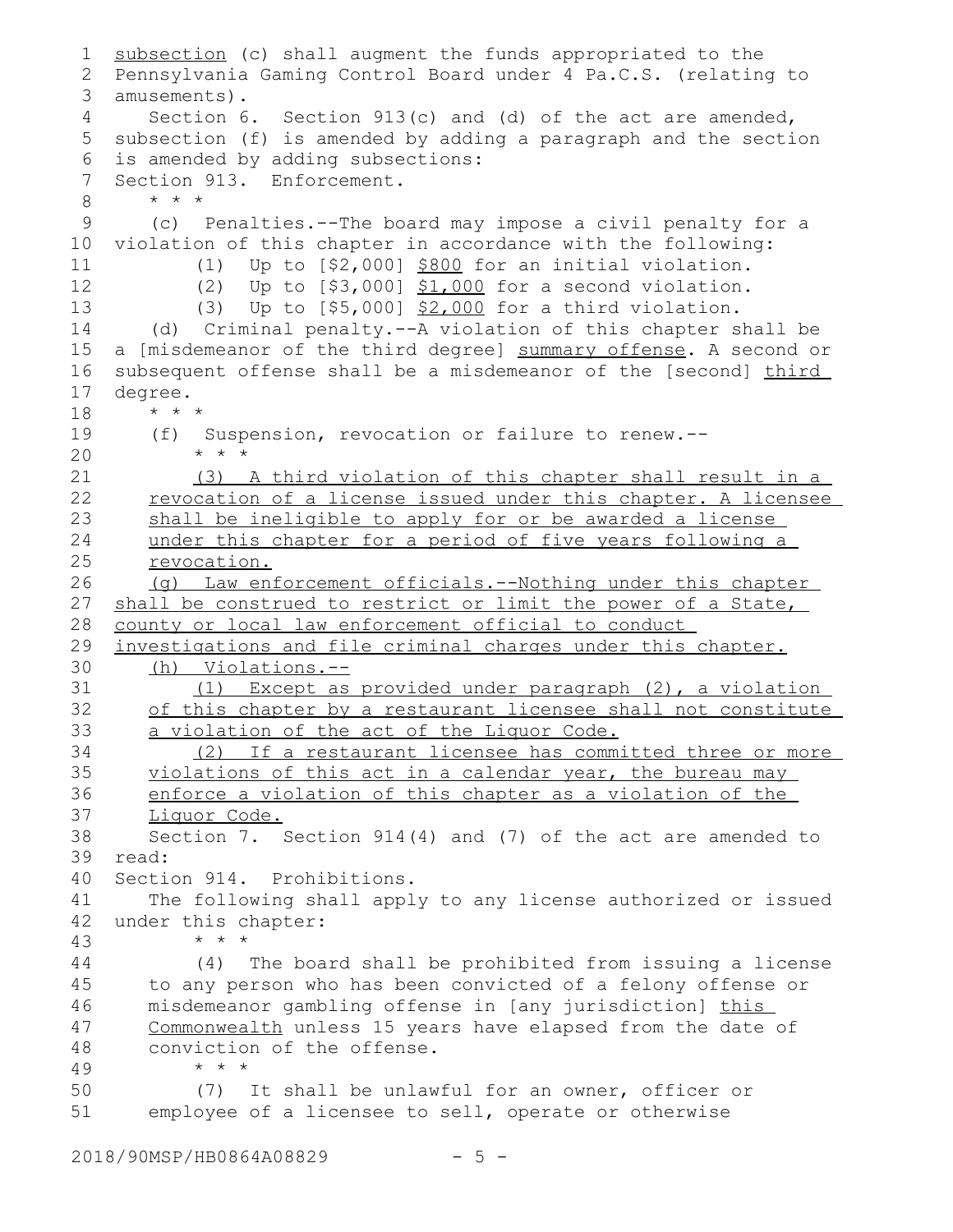subsection (c) shall augment the funds appropriated to the Pennsylvania Gaming Control Board under 4 Pa.C.S. (relating to amusements).

Section 6. Section 913(c) and (d) of the act are amended, subsection (f) is amended by adding a paragraph and the section is amended by adding subsections:

Section 913. Enforcement.

\* \* \*

(c) Penalties.--The board may impose a civil penalty for a violation of this chapter in accordance with the following:

(1) Up to [$2,000] $800 for an initial violation.

(2) Up to [$3,000] $1,000 for a second violation.

(3) Up to [$5,000] $2,000 for a third violation.

(d) Criminal penalty.--A violation of this chapter shall be a [misdemeanor of the third degree] summary offense. A second or subsequent offense shall be a misdemeanor of the [second] third degree.

\* \* \*

(f) Suspension, revocation or failure to renew.--

\* \* \*

(3) A third violation of this chapter shall result in a revocation of a license issued under this chapter. A licensee shall be ineligible to apply for or be awarded a license under this chapter for a period of five years following a revocation.

(g) Law enforcement officials.--Nothing under this chapter shall be construed to restrict or limit the power of a State, county or local law enforcement official to conduct investigations and file criminal charges under this chapter.

(h) Violations.--

(1) Except as provided under paragraph (2), a violation of this chapter by a restaurant licensee shall not constitute a violation of the act of the Liquor Code.

(2) If a restaurant licensee has committed three or more violations of this act in a calendar year, the bureau may enforce a violation of this chapter as a violation of the Liquor Code.

Section 7. Section 914(4) and (7) of the act are amended to read:

Section 914. Prohibitions.

The following shall apply to any license authorized or issued under this chapter:

\* \* \*

(4) The board shall be prohibited from issuing a license to any person who has been convicted of a felony offense or misdemeanor gambling offense in [any jurisdiction] this Commonwealth unless 15 years have elapsed from the date of conviction of the offense.

\* \* \*

(7) It shall be unlawful for an owner, officer or employee of a licensee to sell, operate or otherwise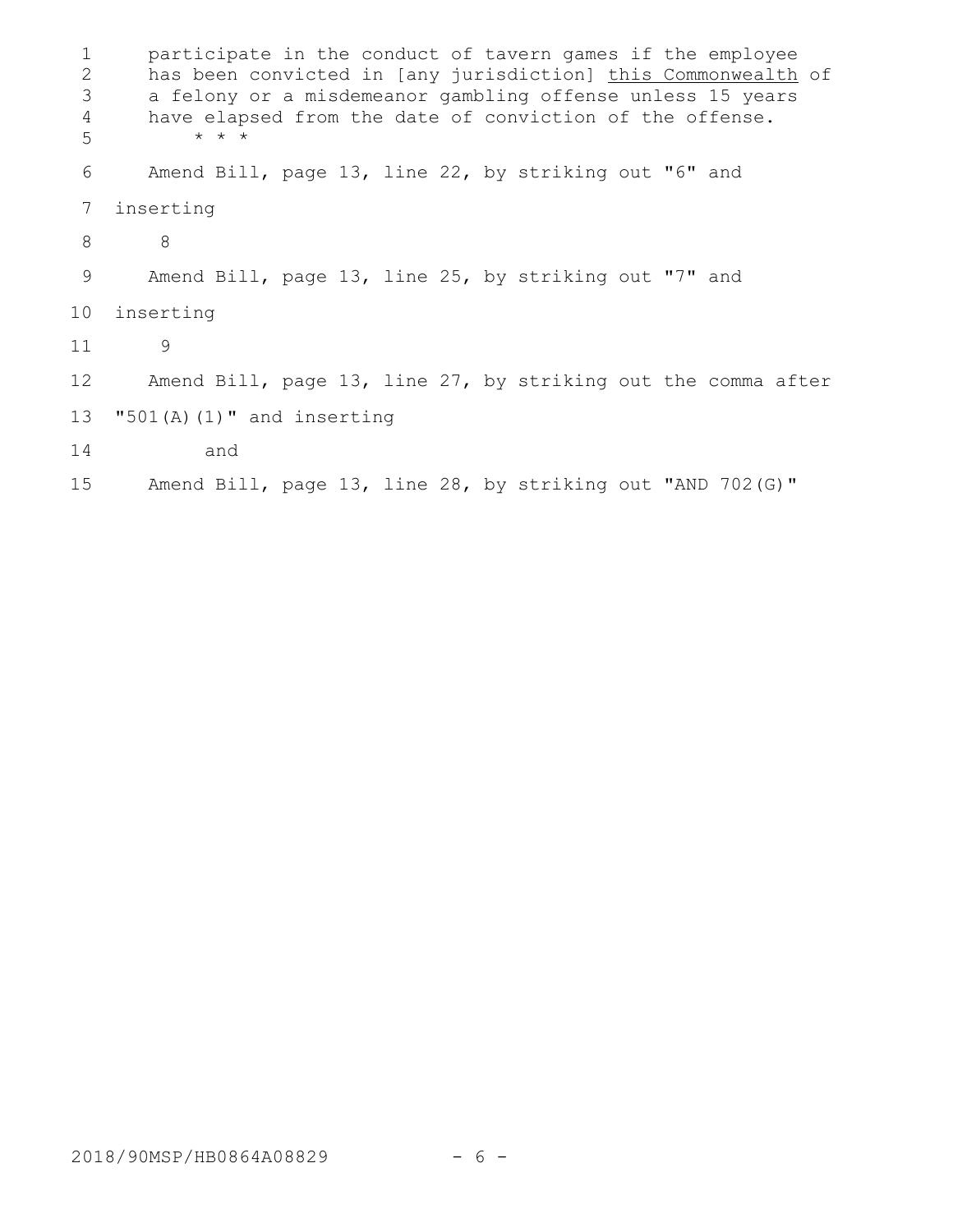participate in the conduct of tavern games if the employee has been convicted in [any jurisdiction] <u>this Commonwealth</u> of a felony or a misdemeanor gambling offense unless 15 years have elapsed from the date of conviction of the offense.

\* \* \*

Amend Bill, page 13, line 22, by striking out "6" and inserting

8

Amend Bill, page 13, line 25, by striking out "7" and inserting

9

Amend Bill, page 13, line 27, by striking out the comma after "501(A)(1)" and inserting

and

Amend Bill, page 13, line 28, by striking out "AND 702(G)"